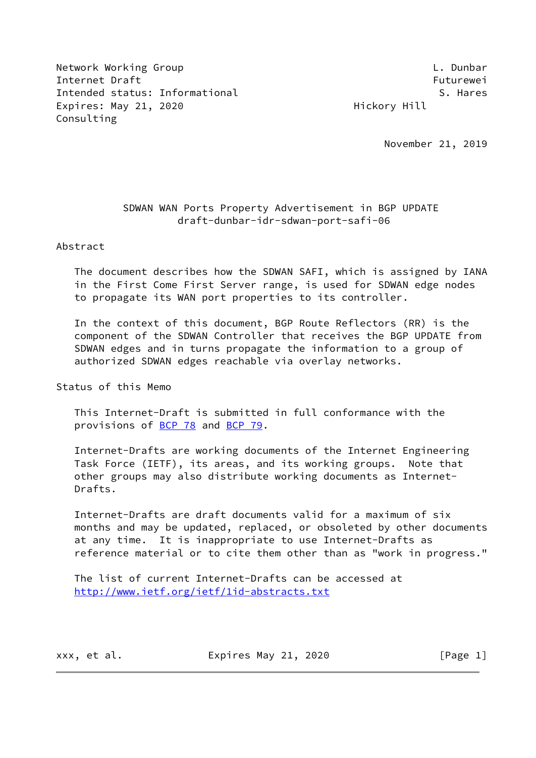Network Working Group L. Dunbar
Internet Draft Futurewei
Intended status: Informational S. Hares
Expires: May 21, 2020 Hickory Hill Consulting

November 21, 2019

# SDWAN WAN Ports Property Advertisement in BGP UPDATE
draft-dunbar-idr-sdwan-port-safi-06

## Abstract

The document describes how the SDWAN SAFI, which is assigned by IANA in the First Come First Server range, is used for SDWAN edge nodes to propagate its WAN port properties to its controller.

In the context of this document, BGP Route Reflectors (RR) is the component of the SDWAN Controller that receives the BGP UPDATE from SDWAN edges and in turns propagate the information to a group of authorized SDWAN edges reachable via overlay networks.

## Status of this Memo

This Internet-Draft is submitted in full conformance with the provisions of BCP 78 and BCP 79.

Internet-Drafts are working documents of the Internet Engineering Task Force (IETF), its areas, and its working groups. Note that other groups may also distribute working documents as Internet-Drafts.

Internet-Drafts are draft documents valid for a maximum of six months and may be updated, replaced, or obsoleted by other documents at any time. It is inappropriate to use Internet-Drafts as reference material or to cite them other than as "work in progress."

The list of current Internet-Drafts can be accessed at http://www.ietf.org/ietf/1id-abstracts.txt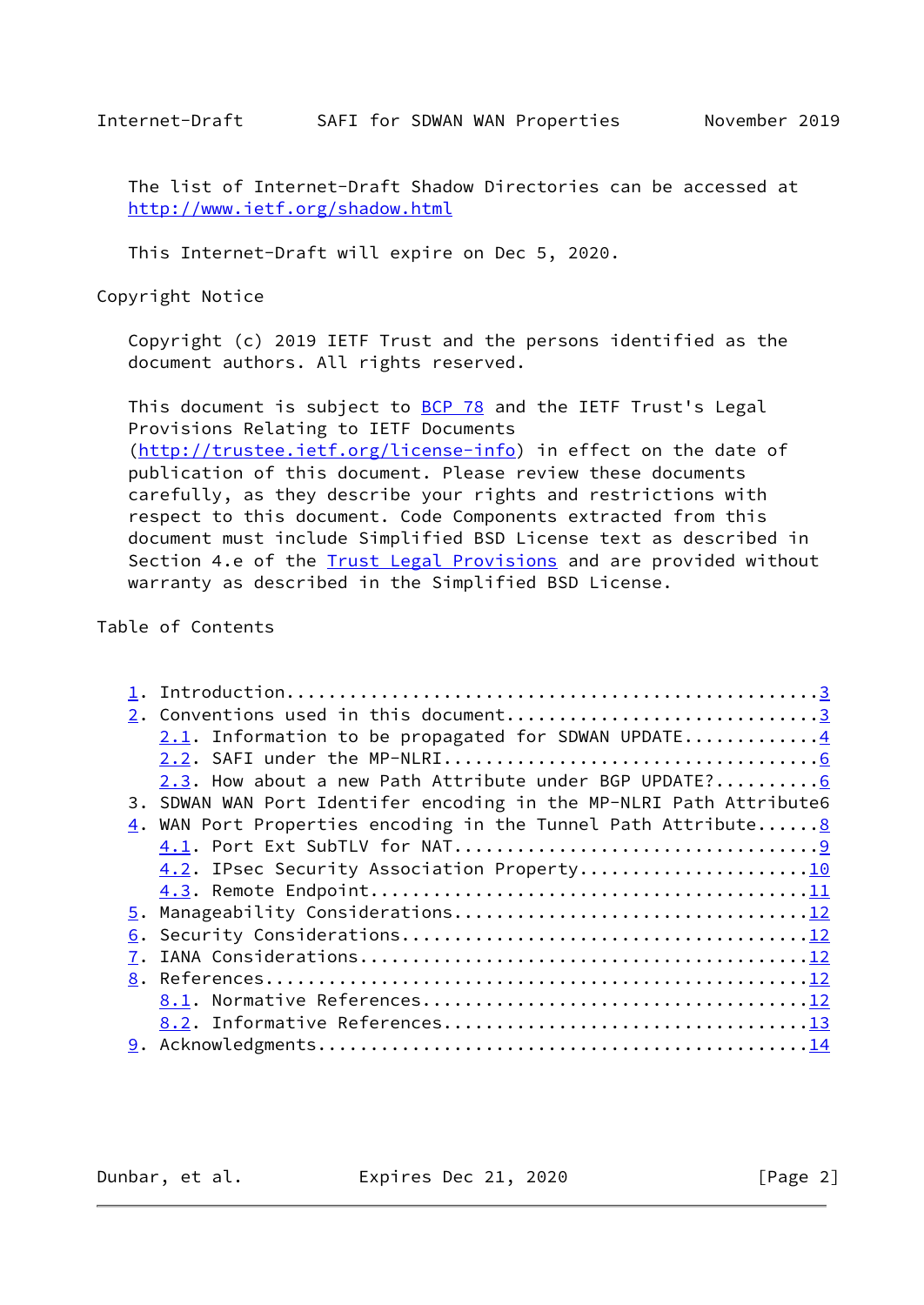The list of Internet-Draft Shadow Directories can be accessed at http://www.ietf.org/shadow.html

This Internet-Draft will expire on Dec 5, 2020.

Copyright Notice

Copyright (c) 2019 IETF Trust and the persons identified as the document authors. All rights reserved.

This document is subject to BCP 78 and the IETF Trust's Legal Provisions Relating to IETF Documents (http://trustee.ietf.org/license-info) in effect on the date of publication of this document. Please review these documents carefully, as they describe your rights and restrictions with respect to this document. Code Components extracted from this document must include Simplified BSD License text as described in Section 4.e of the Trust Legal Provisions and are provided without warranty as described in the Simplified BSD License.

Table of Contents

```
1. Introduction................................................3
2. Conventions used in this document...........................3
   2.1. Information to be propagated for SDWAN UPDATE...........4
   2.2. SAFI under the MP-NLRI.................................6
   2.3. How about a new Path Attribute under BGP UPDATE?........6
3. SDWAN WAN Port Identifer encoding in the MP-NLRI Path Attribute6
4. WAN Port Properties encoding in the Tunnel Path Attribute......8
   4.1. Port Ext SubTLV for NAT.................................9
   4.2. IPsec Security Association Property....................10
   4.3. Remote Endpoint........................................11
5. Manageability Considerations...............................12
6. Security Considerations....................................12
7. IANA Considerations........................................12
8. References.................................................12
   8.1. Normative References..................................12
   8.2. Informative References................................13
9. Acknowledgments............................................14
```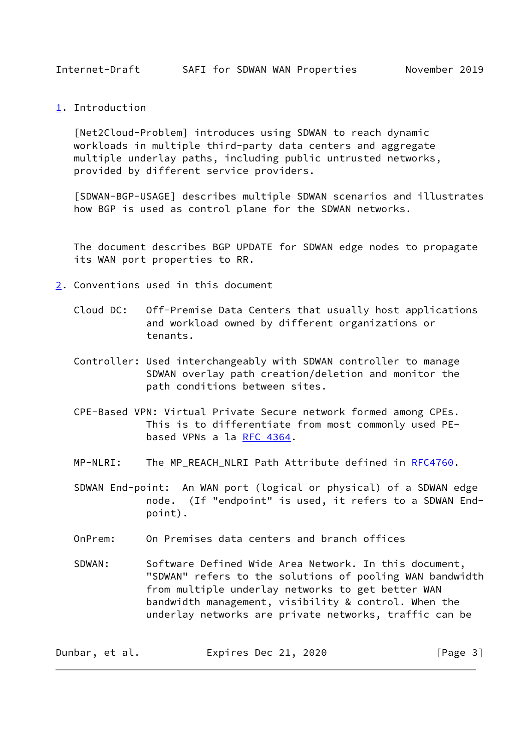# 1. Introduction

[Net2Cloud-Problem] introduces using SDWAN to reach dynamic workloads in multiple third-party data centers and aggregate multiple underlay paths, including public untrusted networks, provided by different service providers.

[SDWAN-BGP-USAGE] describes multiple SDWAN scenarios and illustrates how BGP is used as control plane for the SDWAN networks.

The document describes BGP UPDATE for SDWAN edge nodes to propagate its WAN port properties to RR.

# 2. Conventions used in this document

Cloud DC: Off-Premise Data Centers that usually host applications and workload owned by different organizations or tenants.

Controller: Used interchangeably with SDWAN controller to manage SDWAN overlay path creation/deletion and monitor the path conditions between sites.

CPE-Based VPN: Virtual Private Secure network formed among CPEs. This is to differentiate from most commonly used PE-based VPNs a la RFC 4364.

MP-NLRI: The MP_REACH_NLRI Path Attribute defined in RFC4760.

SDWAN End-point: An WAN port (logical or physical) of a SDWAN edge node. (If "endpoint" is used, it refers to a SDWAN End-point).

OnPrem: On Premises data centers and branch offices

SDWAN: Software Defined Wide Area Network. In this document, "SDWAN" refers to the solutions of pooling WAN bandwidth from multiple underlay networks to get better WAN bandwidth management, visibility & control. When the underlay networks are private networks, traffic can be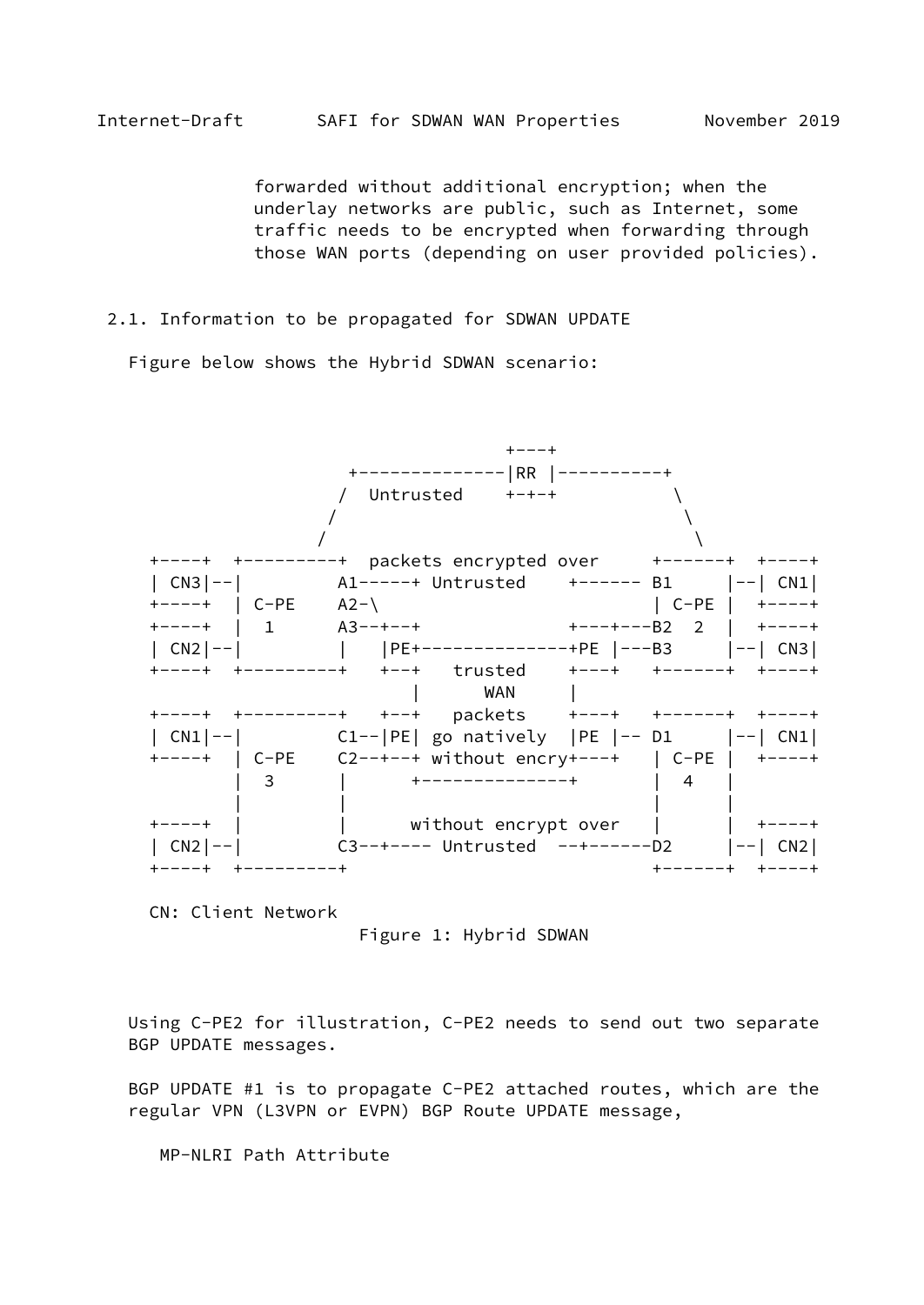forwarded without additional encryption; when the underlay networks are public, such as Internet, some traffic needs to be encrypted when forwarding through those WAN ports (depending on user provided policies).

## 2.1. Information to be propagated for SDWAN UPDATE

Figure below shows the Hybrid SDWAN scenario:

```
                              +---+
                 +--------------|RR |----------+
                /  Untrusted    +-+-+           \
               /                                 \
              /                                   \
+----+  +---------+  packets encrypted over     +------+  +----+
| CN3|--|         A1-----+ Untrusted    +------ B1     |--| CN1|
+----+  | C-PE    A2-\                          | C-PE |  +----+
+----+  |  1      A3--+--+              +---+---B2  2  |  +----+
| CN2|--|         |   |PE+--------------+PE |---B3     |--| CN3|
+----+  +---------+   +--+   trusted    +---+   +------+  +----+
                         |      WAN     |
+----+  +---------+   +--+   packets    +---+   +------+  +----+
| CN1|--|         C1--|PE| go natively  |PE |-- D1     |--| CN1|
+----+  | C-PE    C2--+--+ without encry+---+   | C-PE |  +----+
        |  3      |      +--------------+       |  4   |
        |         |                             |      |
+----+  |         |      without encrypt over   |      |  +----+
| CN2|--|         C3--+---- Untrusted  --+------D2     |--| CN2|
+----+  +---------+                             +------+  +----+

CN: Client Network
```

Figure 1: Hybrid SDWAN

Using C-PE2 for illustration, C-PE2 needs to send out two separate BGP UPDATE messages.

BGP UPDATE #1 is to propagate C-PE2 attached routes, which are the regular VPN (L3VPN or EVPN) BGP Route UPDATE message,

MP-NLRI Path Attribute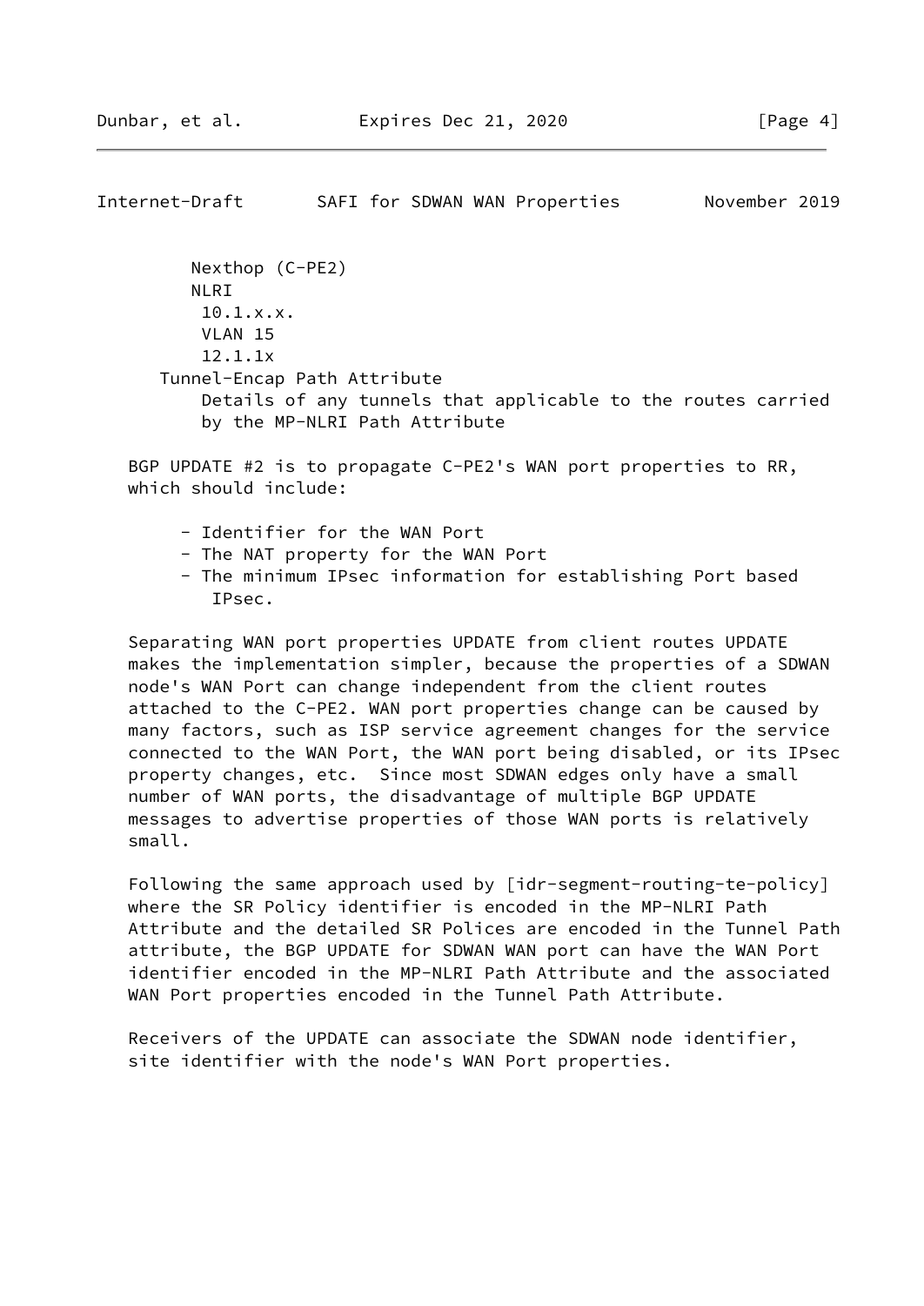```
      Nexthop (C-PE2)
      NLRI
       10.1.x.x.
       VLAN 15
       12.1.1x
   Tunnel-Encap Path Attribute
       Details of any tunnels that applicable to the routes carried
       by the MP-NLRI Path Attribute
```

BGP UPDATE #2 is to propagate C-PE2's WAN port properties to RR, which should include:

- Identifier for the WAN Port
- The NAT property for the WAN Port
- The minimum IPsec information for establishing Port based IPsec.

Separating WAN port properties UPDATE from client routes UPDATE makes the implementation simpler, because the properties of a SDWAN node's WAN Port can change independent from the client routes attached to the C-PE2. WAN port properties change can be caused by many factors, such as ISP service agreement changes for the service connected to the WAN Port, the WAN port being disabled, or its IPsec property changes, etc.  Since most SDWAN edges only have a small number of WAN ports, the disadvantage of multiple BGP UPDATE messages to advertise properties of those WAN ports is relatively small.

Following the same approach used by [idr-segment-routing-te-policy] where the SR Policy identifier is encoded in the MP-NLRI Path Attribute and the detailed SR Polices are encoded in the Tunnel Path attribute, the BGP UPDATE for SDWAN WAN port can have the WAN Port identifier encoded in the MP-NLRI Path Attribute and the associated WAN Port properties encoded in the Tunnel Path Attribute.

Receivers of the UPDATE can associate the SDWAN node identifier, site identifier with the node's WAN Port properties.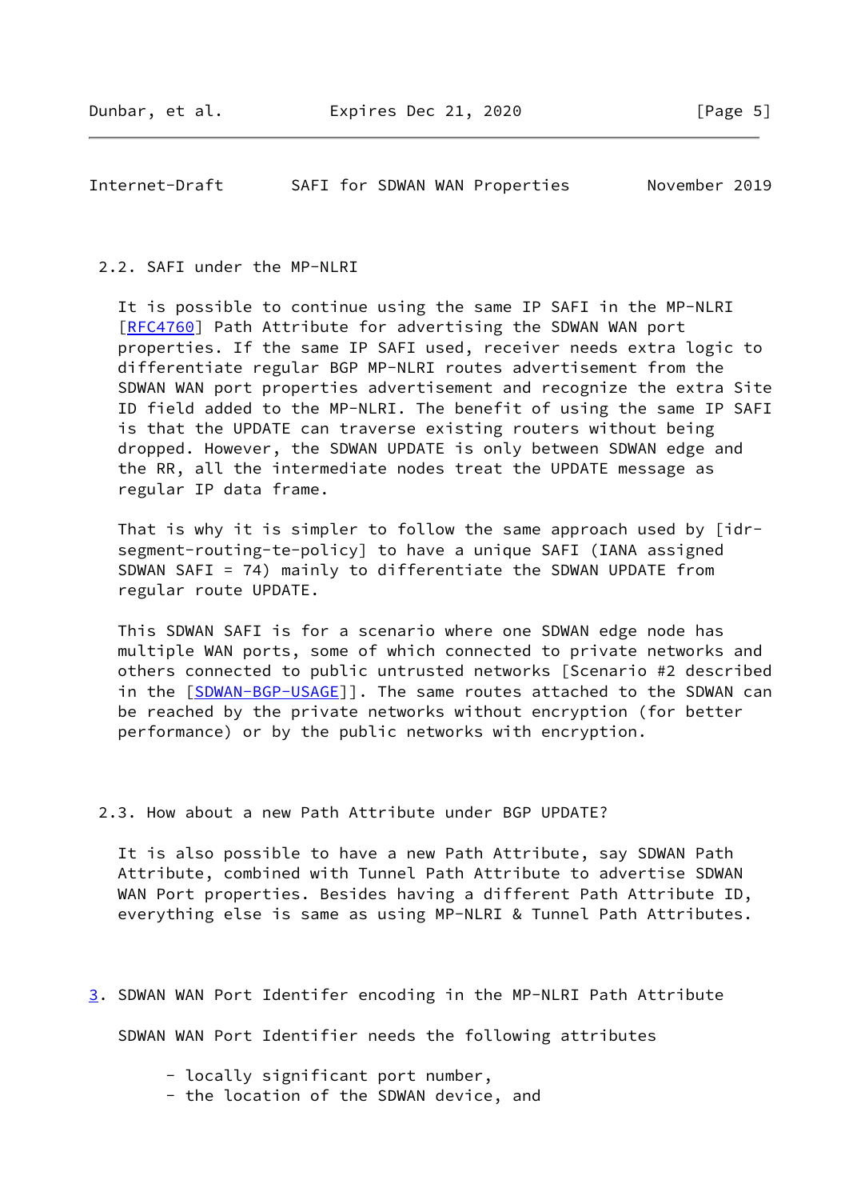## 2.2. SAFI under the MP-NLRI

It is possible to continue using the same IP SAFI in the MP-NLRI [RFC4760] Path Attribute for advertising the SDWAN WAN port properties. If the same IP SAFI used, receiver needs extra logic to differentiate regular BGP MP-NLRI routes advertisement from the SDWAN WAN port properties advertisement and recognize the extra Site ID field added to the MP-NLRI. The benefit of using the same IP SAFI is that the UPDATE can traverse existing routers without being dropped. However, the SDWAN UPDATE is only between SDWAN edge and the RR, all the intermediate nodes treat the UPDATE message as regular IP data frame.

That is why it is simpler to follow the same approach used by [idr-segment-routing-te-policy] to have a unique SAFI (IANA assigned SDWAN SAFI = 74) mainly to differentiate the SDWAN UPDATE from regular route UPDATE.

This SDWAN SAFI is for a scenario where one SDWAN edge node has multiple WAN ports, some of which connected to private networks and others connected to public untrusted networks [Scenario #2 described in the [SDWAN-BGP-USAGE]]. The same routes attached to the SDWAN can be reached by the private networks without encryption (for better performance) or by the public networks with encryption.

## 2.3. How about a new Path Attribute under BGP UPDATE?

It is also possible to have a new Path Attribute, say SDWAN Path Attribute, combined with Tunnel Path Attribute to advertise SDWAN WAN Port properties. Besides having a different Path Attribute ID, everything else is same as using MP-NLRI & Tunnel Path Attributes.

# 3. SDWAN WAN Port Identifer encoding in the MP-NLRI Path Attribute

SDWAN WAN Port Identifier needs the following attributes

- locally significant port number,
- the location of the SDWAN device, and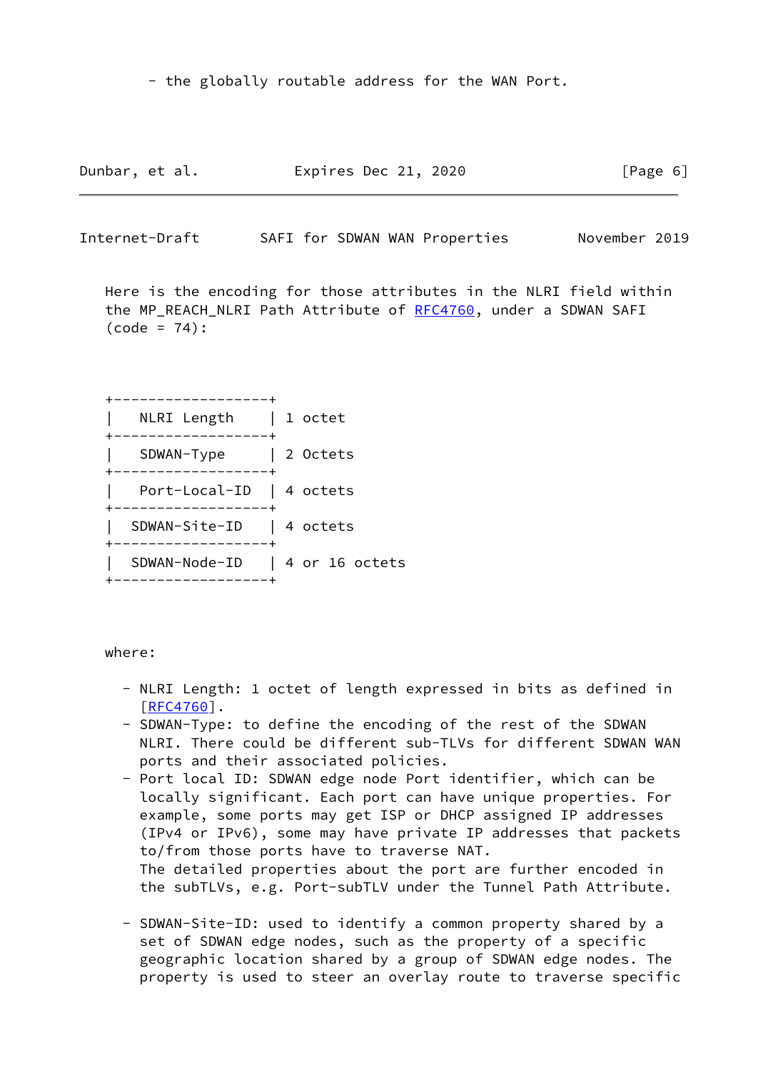- the globally routable address for the WAN Port.

Here is the encoding for those attributes in the NLRI field within the MP_REACH_NLRI Path Attribute of RFC4760, under a SDWAN SAFI (code = 74):

```
+------------------+
|   NLRI Length    | 1 octet
+------------------+
|   SDWAN-Type     | 2 Octets
+------------------+
|   Port-Local-ID  | 4 octets
+------------------+
|  SDWAN-Site-ID   | 4 octets
+------------------+
|  SDWAN-Node-ID   | 4 or 16 octets
+------------------+
```

where:

- NLRI Length: 1 octet of length expressed in bits as defined in [RFC4760].
- SDWAN-Type: to define the encoding of the rest of the SDWAN NLRI. There could be different sub-TLVs for different SDWAN WAN ports and their associated policies.
- Port local ID: SDWAN edge node Port identifier, which can be locally significant. Each port can have unique properties. For example, some ports may get ISP or DHCP assigned IP addresses (IPv4 or IPv6), some may have private IP addresses that packets to/from those ports have to traverse NAT.
  The detailed properties about the port are further encoded in the subTLVs, e.g. Port-subTLV under the Tunnel Path Attribute.

- SDWAN-Site-ID: used to identify a common property shared by a set of SDWAN edge nodes, such as the property of a specific geographic location shared by a group of SDWAN edge nodes. The property is used to steer an overlay route to traverse specific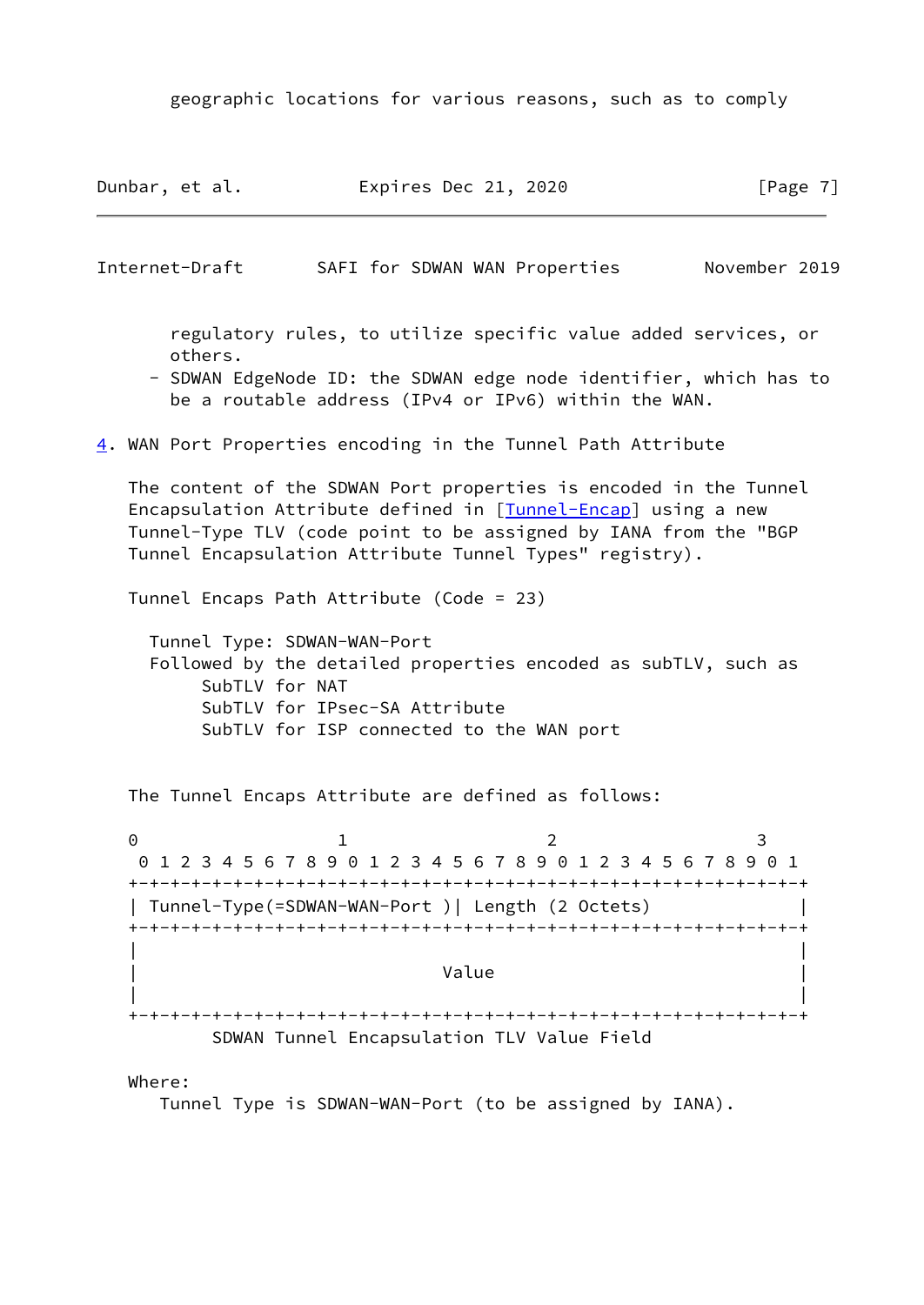geographic locations for various reasons, such as to comply regulatory rules, to utilize specific value added services, or others.

- SDWAN EdgeNode ID: the SDWAN edge node identifier, which has to be a routable address (IPv4 or IPv6) within the WAN.

## 4. WAN Port Properties encoding in the Tunnel Path Attribute

The content of the SDWAN Port properties is encoded in the Tunnel Encapsulation Attribute defined in [Tunnel-Encap] using a new Tunnel-Type TLV (code point to be assigned by IANA from the "BGP Tunnel Encapsulation Attribute Tunnel Types" registry).

Tunnel Encaps Path Attribute (Code = 23)

```
  Tunnel Type: SDWAN-WAN-Port
  Followed by the detailed properties encoded as subTLV, such as
       SubTLV for NAT
       SubTLV for IPsec-SA Attribute
       SubTLV for ISP connected to the WAN port
```

The Tunnel Encaps Attribute are defined as follows:

```
0                   1                   2                   3
 0 1 2 3 4 5 6 7 8 9 0 1 2 3 4 5 6 7 8 9 0 1 2 3 4 5 6 7 8 9 0 1
+-+-+-+-+-+-+-+-+-+-+-+-+-+-+-+-+-+-+-+-+-+-+-+-+-+-+-+-+-+-+-+-+
| Tunnel-Type(=SDWAN-WAN-Port )| Length (2 Octets)               |
+-+-+-+-+-+-+-+-+-+-+-+-+-+-+-+-+-+-+-+-+-+-+-+-+-+-+-+-+-+-+-+-+
|                                                               |
|                             Value                             |
|                                                               |
+-+-+-+-+-+-+-+-+-+-+-+-+-+-+-+-+-+-+-+-+-+-+-+-+-+-+-+-+-+-+-+-+
        SDWAN Tunnel Encapsulation TLV Value Field
```

Where:

Tunnel Type is SDWAN-WAN-Port (to be assigned by IANA).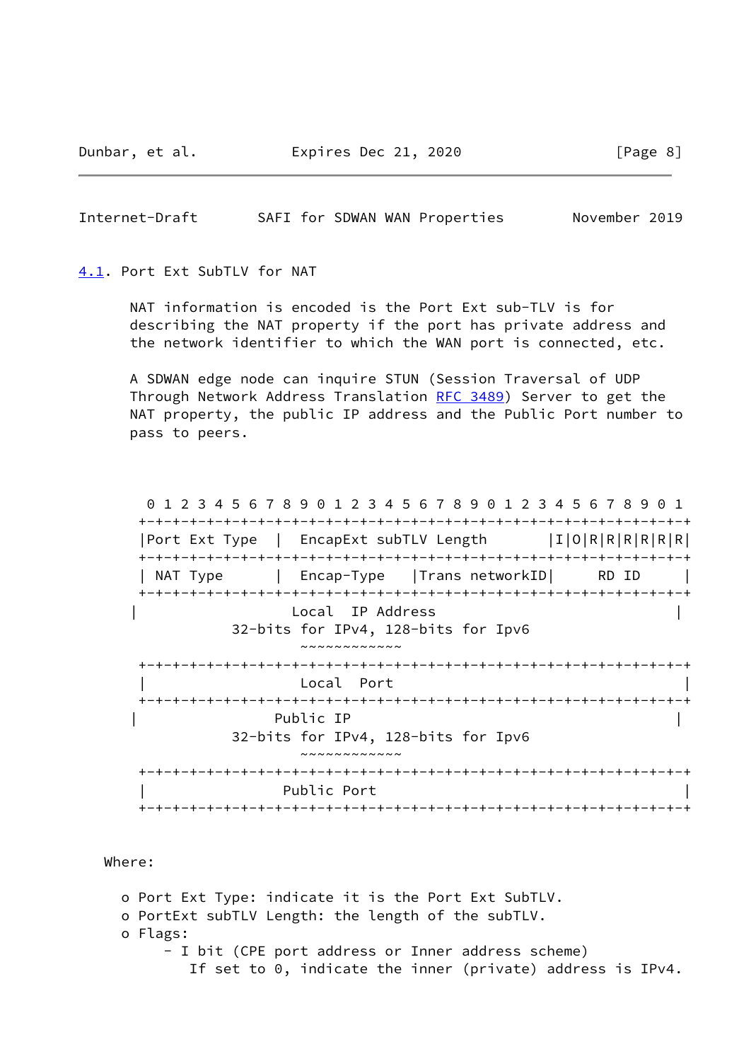## 4.1. Port Ext SubTLV for NAT

NAT information is encoded is the Port Ext sub-TLV is for describing the NAT property if the port has private address and the network identifier to which the WAN port is connected, etc.

A SDWAN edge node can inquire STUN (Session Traversal of UDP Through Network Address Translation RFC 3489) Server to get the NAT property, the public IP address and the Public Port number to pass to peers.

```
 0 1 2 3 4 5 6 7 8 9 0 1 2 3 4 5 6 7 8 9 0 1 2 3 4 5 6 7 8 9 0 1
+-+-+-+-+-+-+-+-+-+-+-+-+-+-+-+-+-+-+-+-+-+-+-+-+-+-+-+-+-+-+-+-+
|Port Ext Type  |  EncapExt subTLV Length       |I|O|R|R|R|R|R|R|
+-+-+-+-+-+-+-+-+-+-+-+-+-+-+-+-+-+-+-+-+-+-+-+-+-+-+-+-+-+-+-+-+
| NAT Type      |  Encap-Type   |Trans networkID|     RD ID     |
+-+-+-+-+-+-+-+-+-+-+-+-+-+-+-+-+-+-+-+-+-+-+-+-+-+-+-+-+-+-+-+-+
|                  Local  IP Address                            |
          32-bits for IPv4, 128-bits for Ipv6
                  ~~~~~~~~~~~~
+-+-+-+-+-+-+-+-+-+-+-+-+-+-+-+-+-+-+-+-+-+-+-+-+-+-+-+-+-+-+-+-+
|                  Local  Port                                  |
+-+-+-+-+-+-+-+-+-+-+-+-+-+-+-+-+-+-+-+-+-+-+-+-+-+-+-+-+-+-+-+-+
|                Public IP                                      |
          32-bits for IPv4, 128-bits for Ipv6
                  ~~~~~~~~~~~~
+-+-+-+-+-+-+-+-+-+-+-+-+-+-+-+-+-+-+-+-+-+-+-+-+-+-+-+-+-+-+-+-+
|                Public Port                                    |
+-+-+-+-+-+-+-+-+-+-+-+-+-+-+-+-+-+-+-+-+-+-+-+-+-+-+-+-+-+-+-+-+
```

Where:

- o Port Ext Type: indicate it is the Port Ext SubTLV.
- o PortExt subTLV Length: the length of the subTLV.
- o Flags:
  - I bit (CPE port address or Inner address scheme)
    If set to 0, indicate the inner (private) address is IPv4.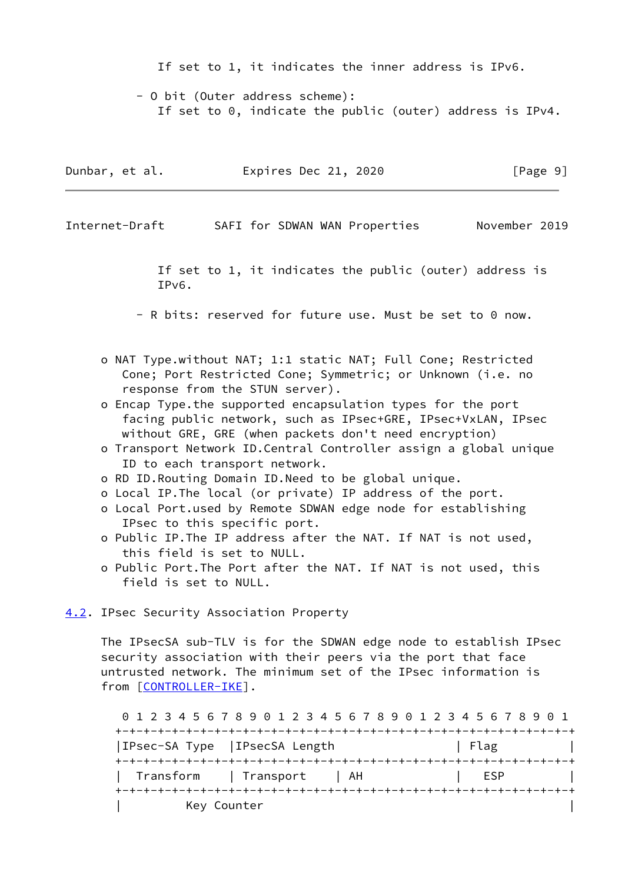If set to 1, it indicates the inner address is IPv6.

- O bit (Outer address scheme):
  If set to 0, indicate the public (outer) address is IPv4.

  If set to 1, it indicates the public (outer) address is IPv6.

- R bits: reserved for future use. Must be set to 0 now.

- NAT Type.without NAT; 1:1 static NAT; Full Cone; Restricted Cone; Port Restricted Cone; Symmetric; or Unknown (i.e. no response from the STUN server).
- Encap Type.the supported encapsulation types for the port facing public network, such as IPsec+GRE, IPsec+VxLAN, IPsec without GRE, GRE (when packets don't need encryption)
- Transport Network ID.Central Controller assign a global unique ID to each transport network.
- RD ID.Routing Domain ID.Need to be global unique.
- Local IP.The local (or private) IP address of the port.
- Local Port.used by Remote SDWAN edge node for establishing IPsec to this specific port.
- Public IP.The IP address after the NAT. If NAT is not used, this field is set to NULL.
- Public Port.The Port after the NAT. If NAT is not used, this field is set to NULL.

## 4.2. IPsec Security Association Property

The IPsecSA sub-TLV is for the SDWAN edge node to establish IPsec security association with their peers via the port that face untrusted network. The minimum set of the IPsec information is from [CONTROLLER-IKE].

```
 0 1 2 3 4 5 6 7 8 9 0 1 2 3 4 5 6 7 8 9 0 1 2 3 4 5 6 7 8 9 0 1
+-+-+-+-+-+-+-+-+-+-+-+-+-+-+-+-+-+-+-+-+-+-+-+-+-+-+-+-+-+-+-+-+
|IPsec-SA Type  |IPsecSA Length                 | Flag          |
+-+-+-+-+-+-+-+-+-+-+-+-+-+-+-+-+-+-+-+-+-+-+-+-+-+-+-+-+-+-+-+-+
|  Transform    | Transport     | AH            |   ESP         |
+-+-+-+-+-+-+-+-+-+-+-+-+-+-+-+-+-+-+-+-+-+-+-+-+-+-+-+-+-+-+-+-+
|         Key Counter                                           |
```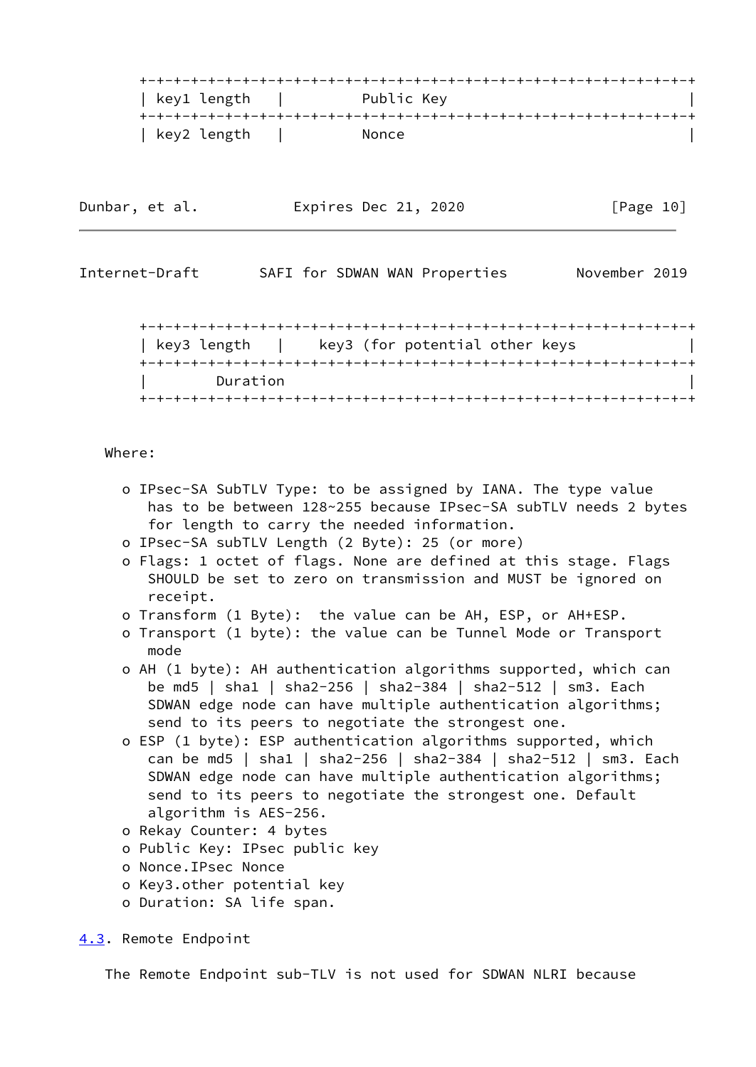```
+-+-+-+-+-+-+-+-+-+-+-+-+-+-+-+-+-+-+-+-+-+-+-+-+-+-+-+-+-+-+-+-+
| key1 length   |         Public Key                              |
+-+-+-+-+-+-+-+-+-+-+-+-+-+-+-+-+-+-+-+-+-+-+-+-+-+-+-+-+-+-+-+-+
| key2 length   |         Nonce                                   |
```

```
+-+-+-+-+-+-+-+-+-+-+-+-+-+-+-+-+-+-+-+-+-+-+-+-+-+-+-+-+-+-+-+-+
| key3 length   |    key3 (for potential other keys               |
+-+-+-+-+-+-+-+-+-+-+-+-+-+-+-+-+-+-+-+-+-+-+-+-+-+-+-+-+-+-+-+-+
|        Duration                                                 |
+-+-+-+-+-+-+-+-+-+-+-+-+-+-+-+-+-+-+-+-+-+-+-+-+-+-+-+-+-+-+-+-+
```

Where:

- o IPsec-SA SubTLV Type: to be assigned by IANA. The type value has to be between 128~255 because IPsec-SA subTLV needs 2 bytes for length to carry the needed information.
- o IPsec-SA subTLV Length (2 Byte): 25 (or more)
- o Flags: 1 octet of flags. None are defined at this stage. Flags SHOULD be set to zero on transmission and MUST be ignored on receipt.
- o Transform (1 Byte): the value can be AH, ESP, or AH+ESP.
- o Transport (1 byte): the value can be Tunnel Mode or Transport mode
- o AH (1 byte): AH authentication algorithms supported, which can be md5 | sha1 | sha2-256 | sha2-384 | sha2-512 | sm3. Each SDWAN edge node can have multiple authentication algorithms; send to its peers to negotiate the strongest one.
- o ESP (1 byte): ESP authentication algorithms supported, which can be md5 | sha1 | sha2-256 | sha2-384 | sha2-512 | sm3. Each SDWAN edge node can have multiple authentication algorithms; send to its peers to negotiate the strongest one. Default algorithm is AES-256.
- o Rekay Counter: 4 bytes
- o Public Key: IPsec public key
- o Nonce.IPsec Nonce
- o Key3.other potential key
- o Duration: SA life span.

## 4.3. Remote Endpoint

The Remote Endpoint sub-TLV is not used for SDWAN NLRI because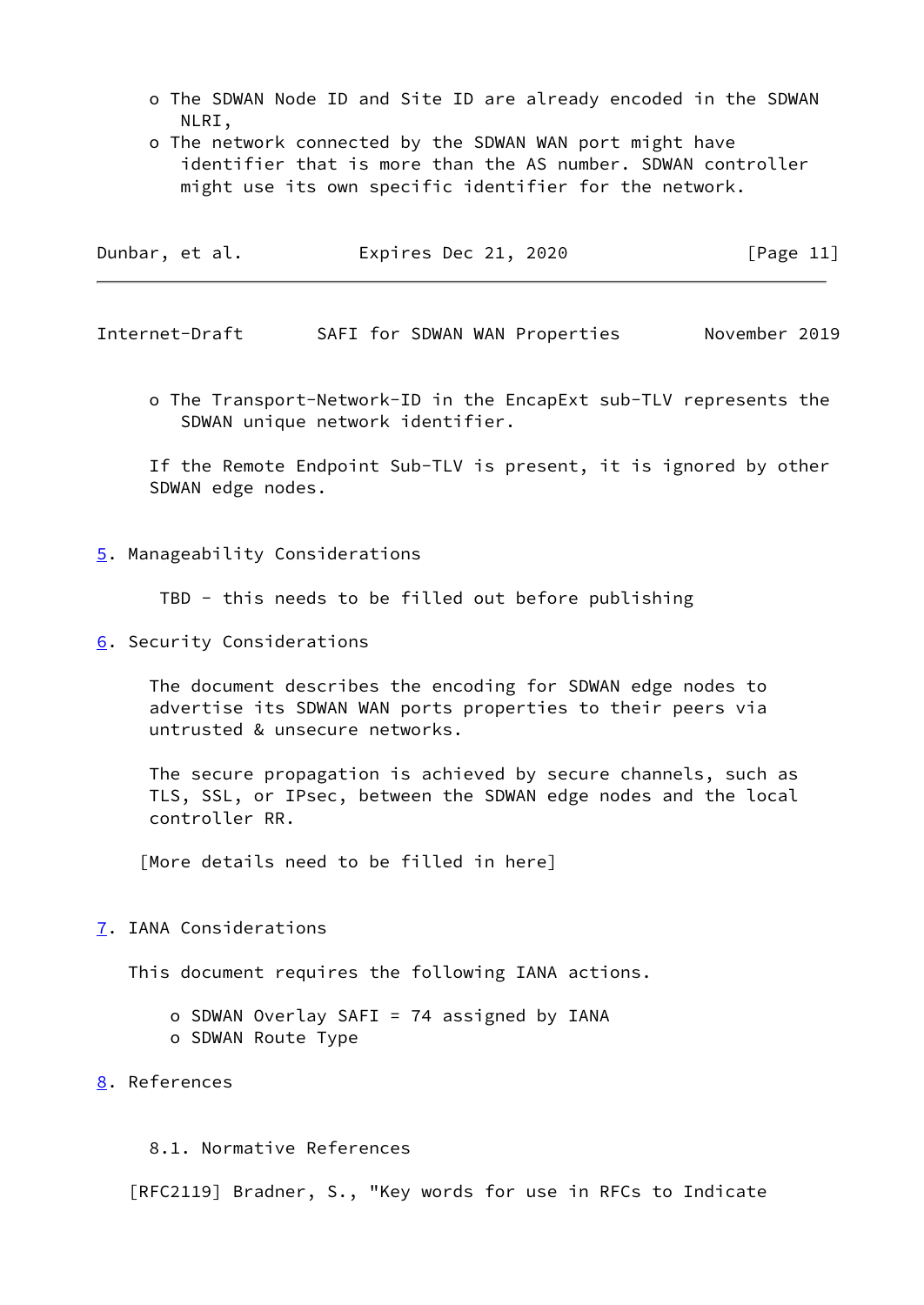- The SDWAN Node ID and Site ID are already encoded in the SDWAN NLRI,
- The network connected by the SDWAN WAN port might have identifier that is more than the AS number. SDWAN controller might use its own specific identifier for the network.
- The Transport-Network-ID in the EncapExt sub-TLV represents the SDWAN unique network identifier.

If the Remote Endpoint Sub-TLV is present, it is ignored by other SDWAN edge nodes.

## 5. Manageability Considerations

TBD - this needs to be filled out before publishing

## 6. Security Considerations

The document describes the encoding for SDWAN edge nodes to advertise its SDWAN WAN ports properties to their peers via untrusted & unsecure networks.

The secure propagation is achieved by secure channels, such as TLS, SSL, or IPsec, between the SDWAN edge nodes and the local controller RR.

[More details need to be filled in here]

## 7. IANA Considerations

This document requires the following IANA actions.

- SDWAN Overlay SAFI = 74 assigned by IANA
- SDWAN Route Type

## 8. References

### 8.1. Normative References

[RFC2119] Bradner, S., "Key words for use in RFCs to Indicate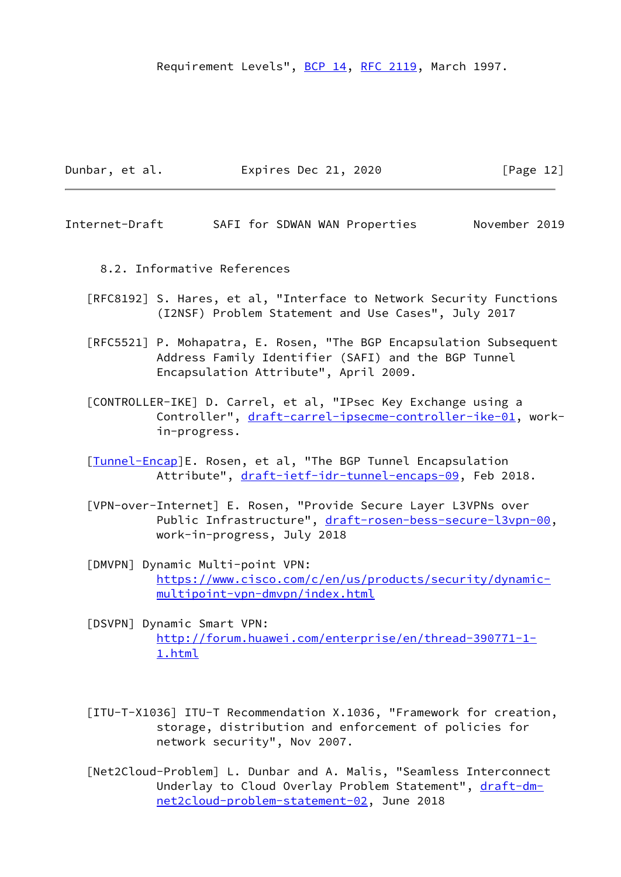Requirement Levels", BCP 14, RFC 2119, March 1997.

### 8.2. Informative References

[RFC8192] S. Hares, et al, "Interface to Network Security Functions (I2NSF) Problem Statement and Use Cases", July 2017

[RFC5521] P. Mohapatra, E. Rosen, "The BGP Encapsulation Subsequent Address Family Identifier (SAFI) and the BGP Tunnel Encapsulation Attribute", April 2009.

[CONTROLLER-IKE] D. Carrel, et al, "IPsec Key Exchange using a Controller", draft-carrel-ipsecme-controller-ike-01, work-in-progress.

[Tunnel-Encap]E. Rosen, et al, "The BGP Tunnel Encapsulation Attribute", draft-ietf-idr-tunnel-encaps-09, Feb 2018.

[VPN-over-Internet] E. Rosen, "Provide Secure Layer L3VPNs over Public Infrastructure", draft-rosen-bess-secure-l3vpn-00, work-in-progress, July 2018

[DMVPN] Dynamic Multi-point VPN: https://www.cisco.com/c/en/us/products/security/dynamic-multipoint-vpn-dmvpn/index.html

[DSVPN] Dynamic Smart VPN: http://forum.huawei.com/enterprise/en/thread-390771-1-1.html

[ITU-T-X1036] ITU-T Recommendation X.1036, "Framework for creation, storage, distribution and enforcement of policies for network security", Nov 2007.

[Net2Cloud-Problem] L. Dunbar and A. Malis, "Seamless Interconnect Underlay to Cloud Overlay Problem Statement", draft-dm-net2cloud-problem-statement-02, June 2018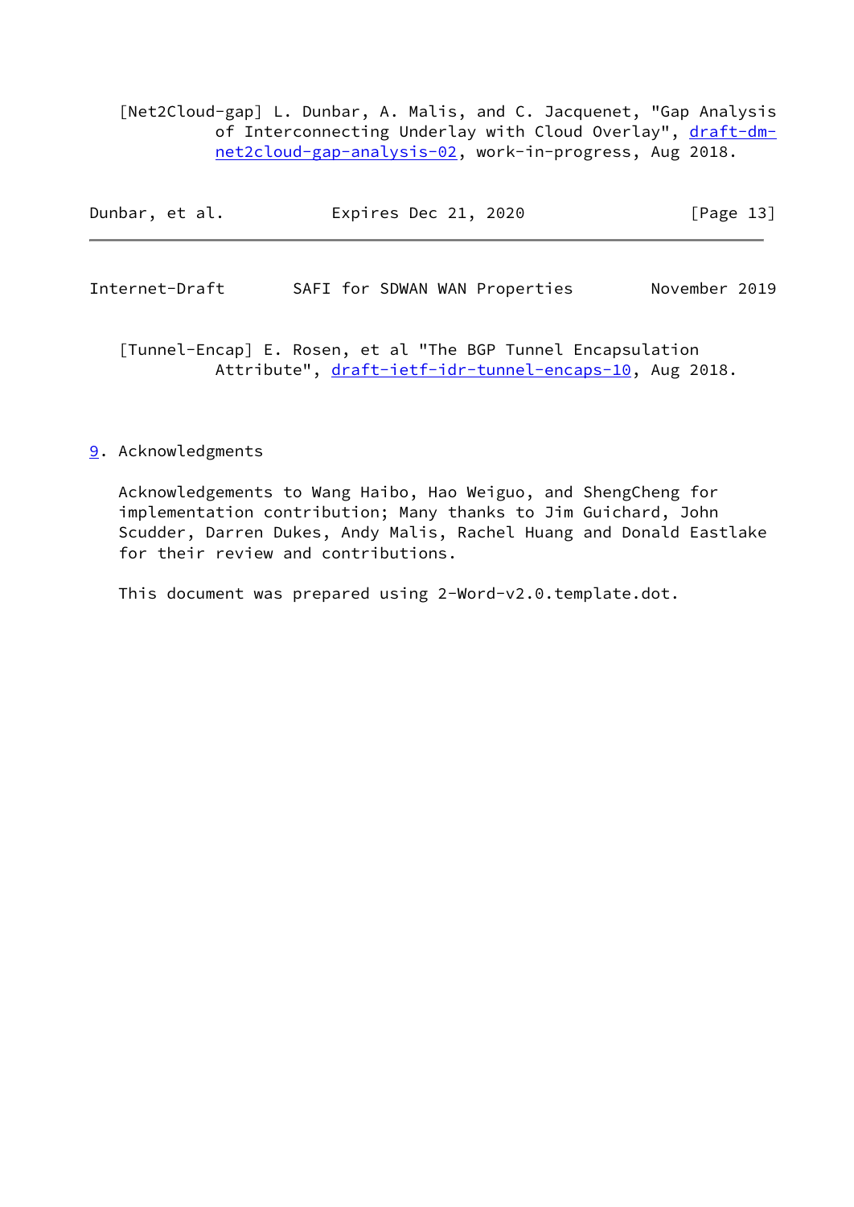[Net2Cloud-gap] L. Dunbar, A. Malis, and C. Jacquenet, "Gap Analysis of Interconnecting Underlay with Cloud Overlay", draft-dm-net2cloud-gap-analysis-02, work-in-progress, Aug 2018.

[Tunnel-Encap] E. Rosen, et al "The BGP Tunnel Encapsulation Attribute", draft-ietf-idr-tunnel-encaps-10, Aug 2018.

## 9. Acknowledgments

Acknowledgements to Wang Haibo, Hao Weiguo, and ShengCheng for implementation contribution; Many thanks to Jim Guichard, John Scudder, Darren Dukes, Andy Malis, Rachel Huang and Donald Eastlake for their review and contributions.

This document was prepared using 2-Word-v2.0.template.dot.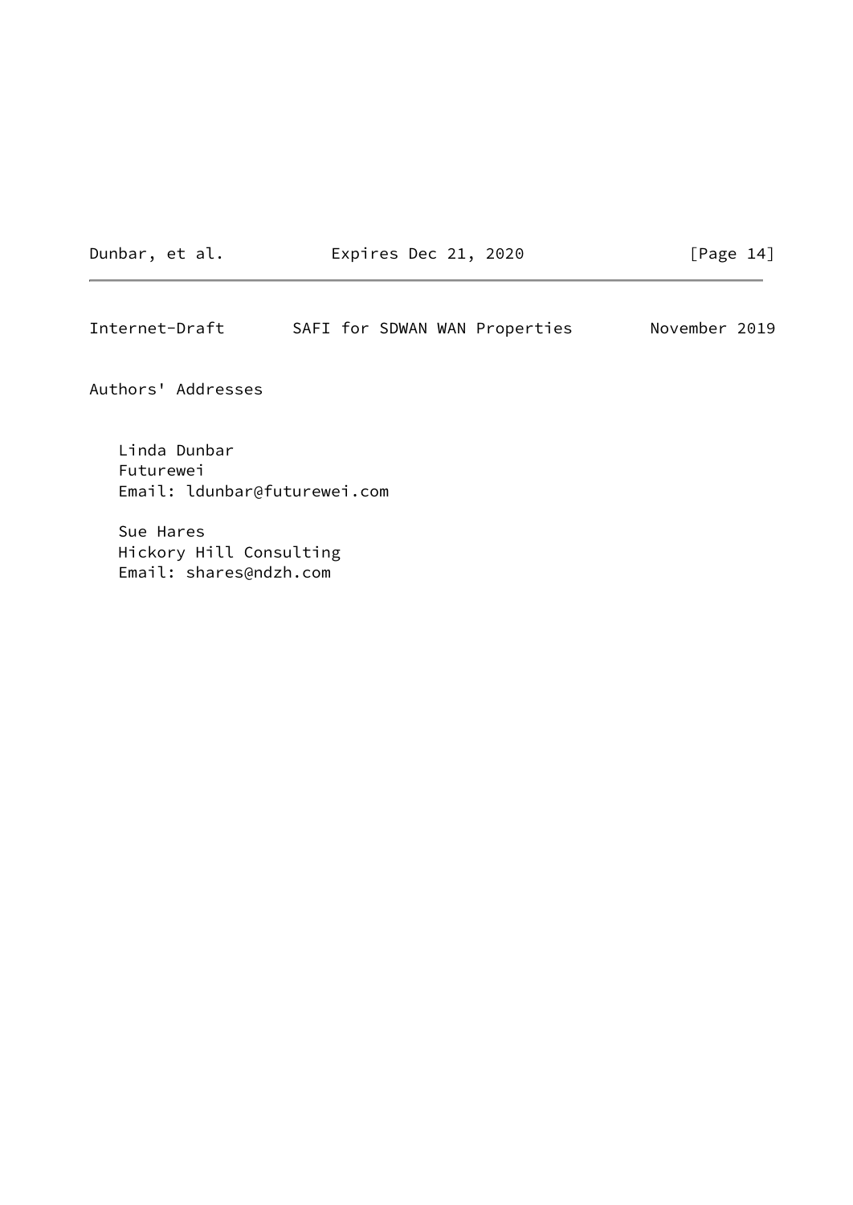Authors' Addresses

Linda Dunbar
Futurewei
Email: ldunbar@futurewei.com

Sue Hares
Hickory Hill Consulting
Email: shares@ndzh.com